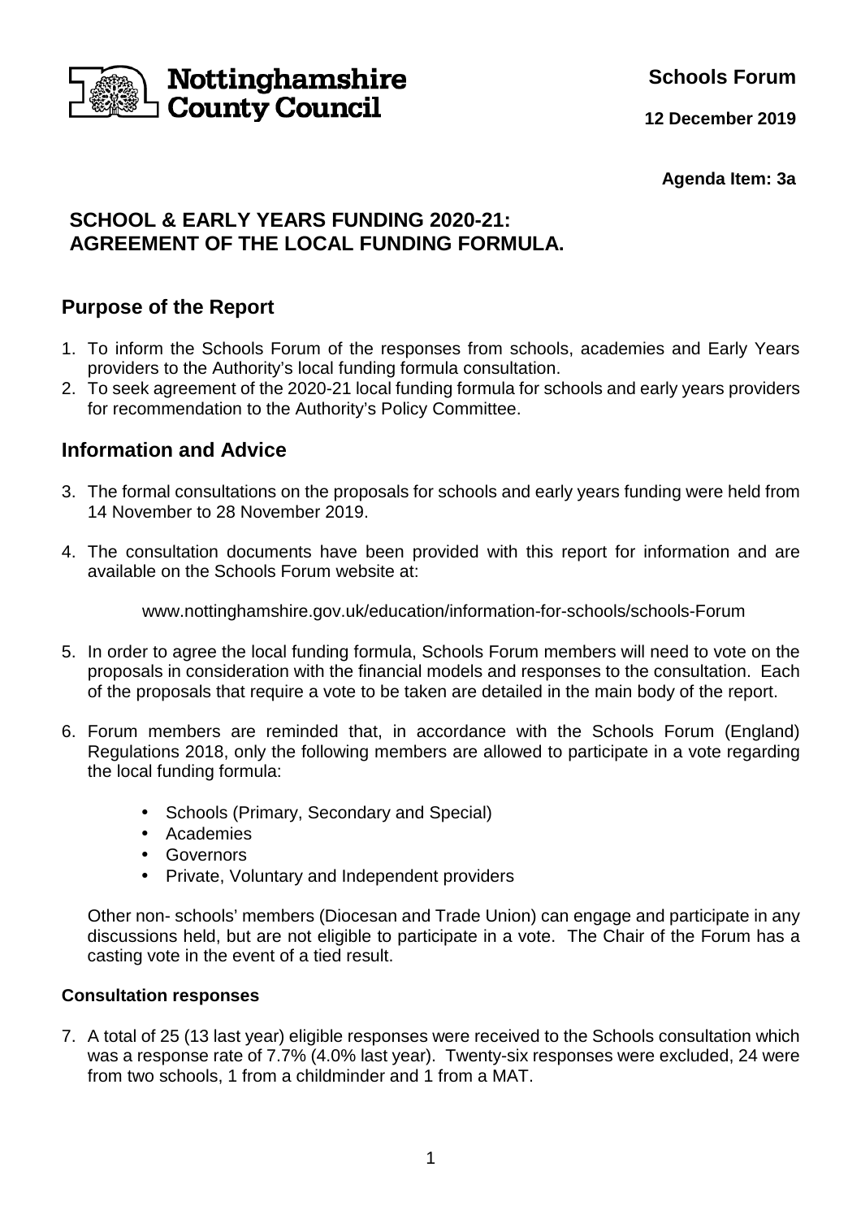Nottinghamshire County Council

**Schools Forum**

**12 December 2019**

**Agenda Item: 3a**

# SCHOOL & EARLY YEARS FUNDING 2020-21: AGREEMENT OF THE LOCAL FUNDING FORMULA.

## Purpose of the Report

1. To inform the Schools Forum of the responses from schools, academies and Early Years providers to the Authority's local funding formula consultation.
2. To seek agreement of the 2020-21 local funding formula for schools and early years providers for recommendation to the Authority's Policy Committee.

## Information and Advice

3. The formal consultations on the proposals for schools and early years funding were held from 14 November to 28 November 2019.

4. The consultation documents have been provided with this report for information and are available on the Schools Forum website at:

   www.nottinghamshire.gov.uk/education/information-for-schools/schools-Forum

5. In order to agree the local funding formula, Schools Forum members will need to vote on the proposals in consideration with the financial models and responses to the consultation. Each of the proposals that require a vote to be taken are detailed in the main body of the report.

6. Forum members are reminded that, in accordance with the Schools Forum (England) Regulations 2018, only the following members are allowed to participate in a vote regarding the local funding formula:

   - Schools (Primary, Secondary and Special)
   - Academies
   - Governors
   - Private, Voluntary and Independent providers

   Other non- schools' members (Diocesan and Trade Union) can engage and participate in any discussions held, but are not eligible to participate in a vote. The Chair of the Forum has a casting vote in the event of a tied result.

### Consultation responses

7. A total of 25 (13 last year) eligible responses were received to the Schools consultation which was a response rate of 7.7% (4.0% last year). Twenty-six responses were excluded, 24 were from two schools, 1 from a childminder and 1 from a MAT.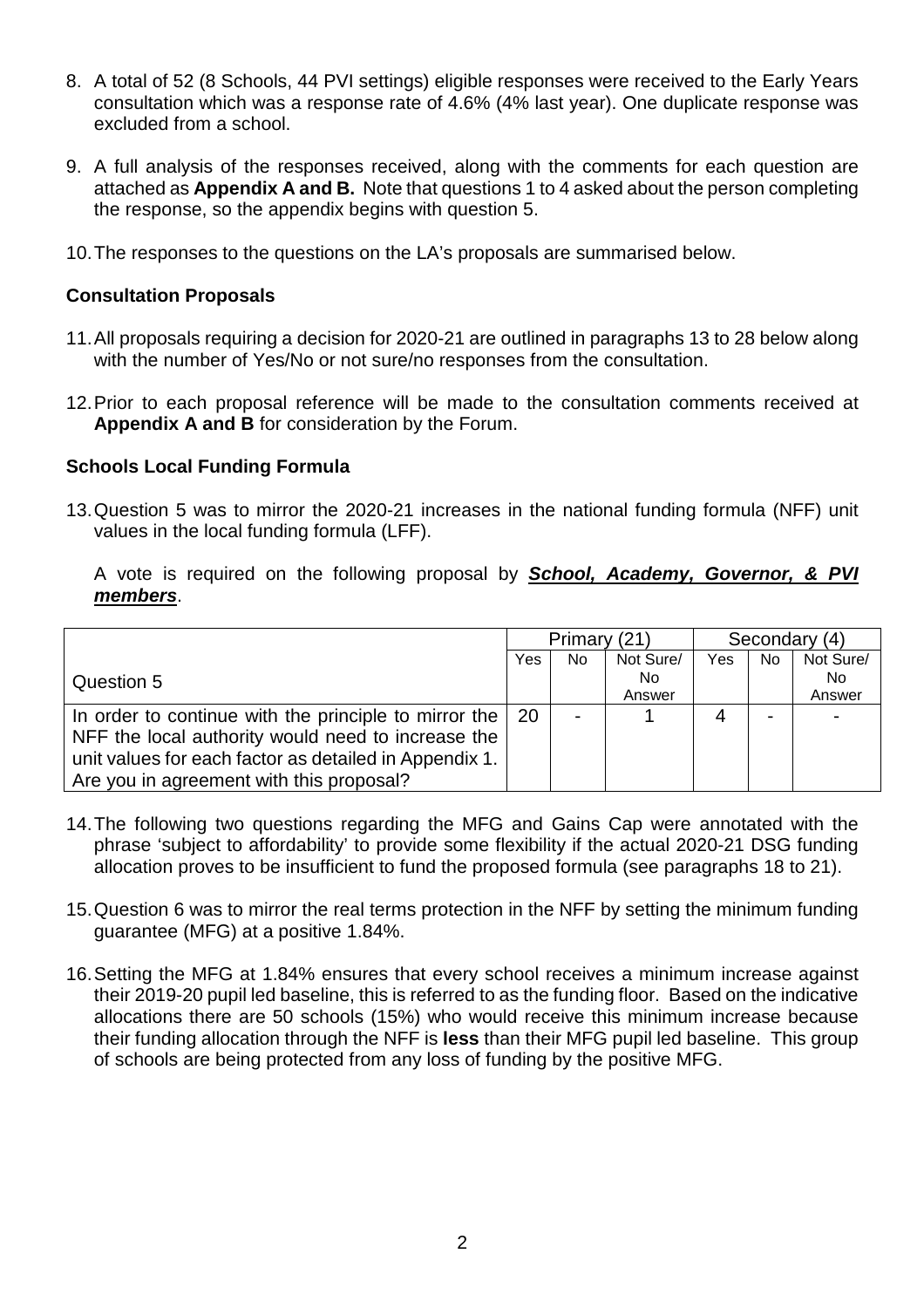8. A total of 52 (8 Schools, 44 PVI settings) eligible responses were received to the Early Years consultation which was a response rate of 4.6% (4% last year). One duplicate response was excluded from a school.

9. A full analysis of the responses received, along with the comments for each question are attached as **Appendix A and B.** Note that questions 1 to 4 asked about the person completing the response, so the appendix begins with question 5.

10. The responses to the questions on the LA's proposals are summarised below.

### Consultation Proposals

11. All proposals requiring a decision for 2020-21 are outlined in paragraphs 13 to 28 below along with the number of Yes/No or not sure/no responses from the consultation.

12. Prior to each proposal reference will be made to the consultation comments received at **Appendix A and B** for consideration by the Forum.

### Schools Local Funding Formula

13. Question 5 was to mirror the 2020-21 increases in the national funding formula (NFF) unit values in the local funding formula (LFF).

    A vote is required on the following proposal by ***School, Academy, Governor, & PVI members***.

| | Primary (21) | | | Secondary (4) | | |
|---|---|---|---|---|---|---|
| Question 5 | Yes | No | Not Sure/ No Answer | Yes | No | Not Sure/ No Answer |
| In order to continue with the principle to mirror the NFF the local authority would need to increase the unit values for each factor as detailed in Appendix 1. Are you in agreement with this proposal? | 20 | - | 1 | 4 | - | - |

14. The following two questions regarding the MFG and Gains Cap were annotated with the phrase 'subject to affordability' to provide some flexibility if the actual 2020-21 DSG funding allocation proves to be insufficient to fund the proposed formula (see paragraphs 18 to 21).

15. Question 6 was to mirror the real terms protection in the NFF by setting the minimum funding guarantee (MFG) at a positive 1.84%.

16. Setting the MFG at 1.84% ensures that every school receives a minimum increase against their 2019-20 pupil led baseline, this is referred to as the funding floor. Based on the indicative allocations there are 50 schools (15%) who would receive this minimum increase because their funding allocation through the NFF is **less** than their MFG pupil led baseline. This group of schools are being protected from any loss of funding by the positive MFG.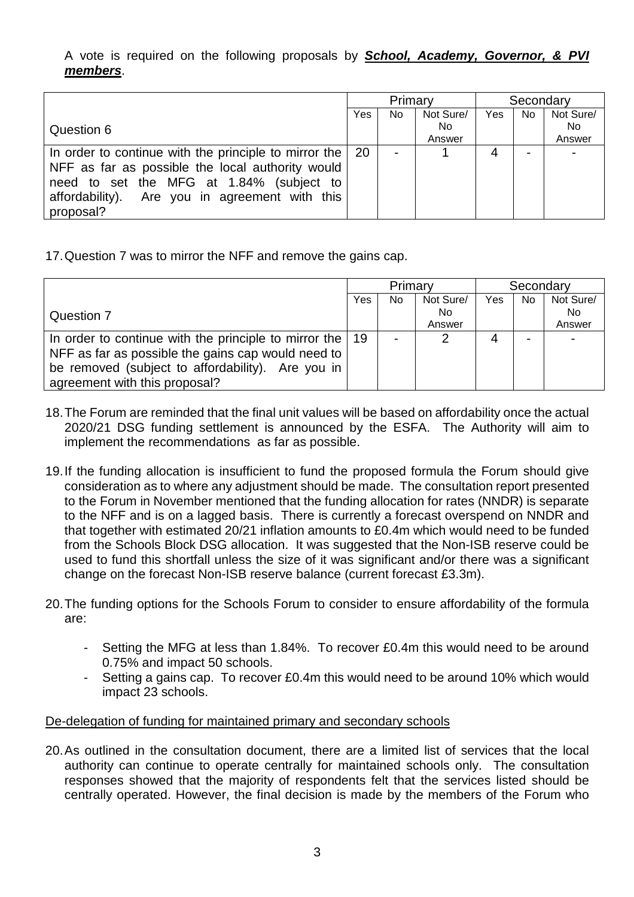A vote is required on the following proposals by ***School, Academy, Governor, & PVI members***.

| Question 6 | Primary | | | Secondary | | |
|---|---|---|---|---|---|---|
| | Yes | No | Not Sure/ No Answer | Yes | No | Not Sure/ No Answer |
| In order to continue with the principle to mirror the NFF as far as possible the local authority would need to set the MFG at 1.84% (subject to affordability). Are you in agreement with this proposal? | 20 | - | 1 | 4 | - | - |

17. Question 7 was to mirror the NFF and remove the gains cap.

| Question 7 | Primary | | | Secondary | | |
|---|---|---|---|---|---|---|
| | Yes | No | Not Sure/ No Answer | Yes | No | Not Sure/ No Answer |
| In order to continue with the principle to mirror the NFF as far as possible the gains cap would need to be removed (subject to affordability). Are you in agreement with this proposal? | 19 | - | 2 | 4 | - | - |

18. The Forum are reminded that the final unit values will be based on affordability once the actual 2020/21 DSG funding settlement is announced by the ESFA. The Authority will aim to implement the recommendations as far as possible.

19. If the funding allocation is insufficient to fund the proposed formula the Forum should give consideration as to where any adjustment should be made. The consultation report presented to the Forum in November mentioned that the funding allocation for rates (NNDR) is separate to the NFF and is on a lagged basis. There is currently a forecast overspend on NNDR and that together with estimated 20/21 inflation amounts to £0.4m which would need to be funded from the Schools Block DSG allocation. It was suggested that the Non-ISB reserve could be used to fund this shortfall unless the size of it was significant and/or there was a significant change on the forecast Non-ISB reserve balance (current forecast £3.3m).

20. The funding options for the Schools Forum to consider to ensure affordability of the formula are:

   - Setting the MFG at less than 1.84%. To recover £0.4m this would need to be around 0.75% and impact 50 schools.
   - Setting a gains cap. To recover £0.4m this would need to be around 10% which would impact 23 schools.

<u>De-delegation of funding for maintained primary and secondary schools</u>

20. As outlined in the consultation document, there are a limited list of services that the local authority can continue to operate centrally for maintained schools only. The consultation responses showed that the majority of respondents felt that the services listed should be centrally operated. However, the final decision is made by the members of the Forum who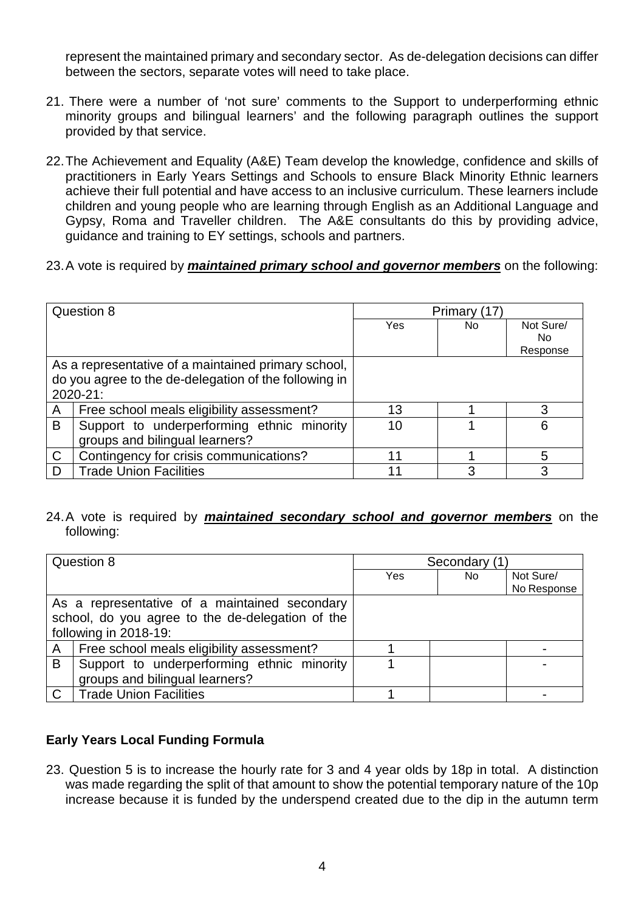represent the maintained primary and secondary sector. As de-delegation decisions can differ between the sectors, separate votes will need to take place.

21. There were a number of 'not sure' comments to the Support to underperforming ethnic minority groups and bilingual learners' and the following paragraph outlines the support provided by that service.

22. The Achievement and Equality (A&E) Team develop the knowledge, confidence and skills of practitioners in Early Years Settings and Schools to ensure Black Minority Ethnic learners achieve their full potential and have access to an inclusive curriculum. These learners include children and young people who are learning through English as an Additional Language and Gypsy, Roma and Traveller children. The A&E consultants do this by providing advice, guidance and training to EY settings, schools and partners.

23. A vote is required by ***maintained primary school and governor members*** on the following:

| Question 8 | | Primary (17) | | |
|---|---|---|---|---|
| | | Yes | No | Not Sure/ No Response |
| As a representative of a maintained primary school, do you agree to the de-delegation of the following in 2020-21: | | | | |
| A | Free school meals eligibility assessment? | 13 | 1 | 3 |
| B | Support to underperforming ethnic minority groups and bilingual learners? | 10 | 1 | 6 |
| C | Contingency for crisis communications? | 11 | 1 | 5 |
| D | Trade Union Facilities | 11 | 3 | 3 |

24. A vote is required by ***maintained secondary school and governor members*** on the following:

| Question 8 | | Secondary (1) | | |
|---|---|---|---|---|
| | | Yes | No | Not Sure/ No Response |
| As a representative of a maintained secondary school, do you agree to the de-delegation of the following in 2018-19: | | | | |
| A | Free school meals eligibility assessment? | 1 | | - |
| B | Support to underperforming ethnic minority groups and bilingual learners? | 1 | | - |
| C | Trade Union Facilities | 1 | | - |

**Early Years Local Funding Formula**

23. Question 5 is to increase the hourly rate for 3 and 4 year olds by 18p in total. A distinction was made regarding the split of that amount to show the potential temporary nature of the 10p increase because it is funded by the underspend created due to the dip in the autumn term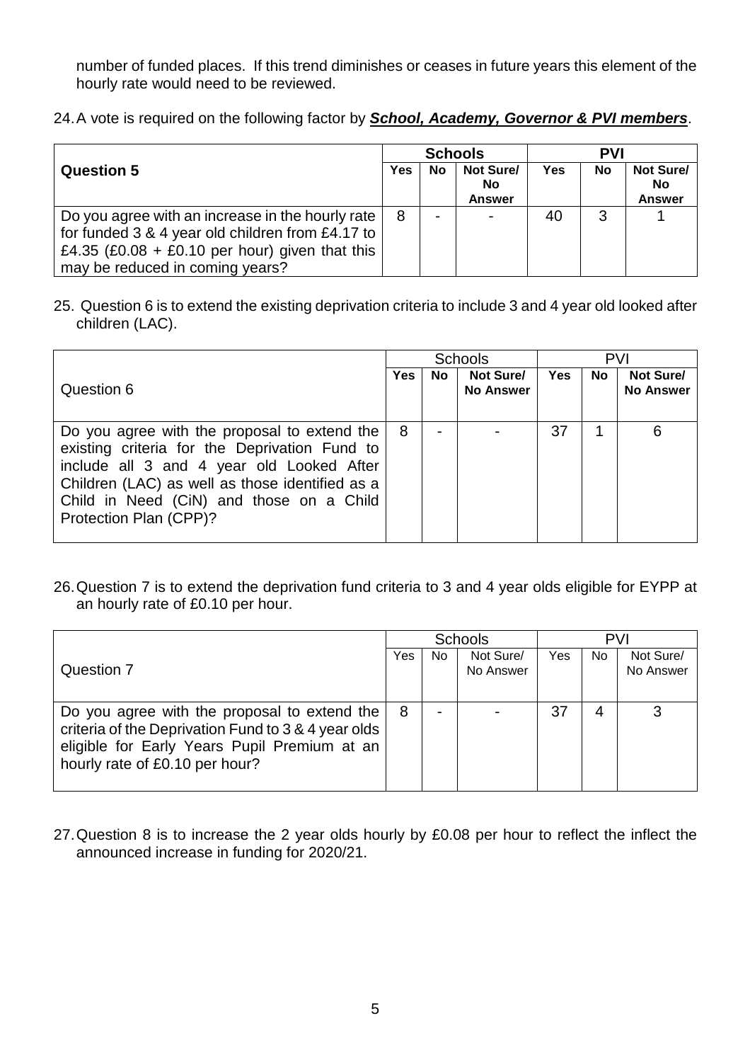number of funded places. If this trend diminishes or ceases in future years this element of the hourly rate would need to be reviewed.

24. A vote is required on the following factor by ***School, Academy, Governor & PVI members***.

| **Question 5** | **Schools** | | | **PVI** | | |
|---|---|---|---|---|---|---|
| | **Yes** | **No** | **Not Sure/ No Answer** | **Yes** | **No** | **Not Sure/ No Answer** |
| Do you agree with an increase in the hourly rate for funded 3 & 4 year old children from £4.17 to £4.35 (£0.08 + £0.10 per hour) given that this may be reduced in coming years? | 8 | - | - | 40 | 3 | 1 |

25. Question 6 is to extend the existing deprivation criteria to include 3 and 4 year old looked after children (LAC).

| Question 6 | Schools | | | PVI | | |
|---|---|---|---|---|---|---|
| | **Yes** | **No** | **Not Sure/ No Answer** | **Yes** | **No** | **Not Sure/ No Answer** |
| Do you agree with the proposal to extend the existing criteria for the Deprivation Fund to include all 3 and 4 year old Looked After Children (LAC) as well as those identified as a Child in Need (CiN) and those on a Child Protection Plan (CPP)? | 8 | - | - | 37 | 1 | 6 |

26. Question 7 is to extend the deprivation fund criteria to 3 and 4 year olds eligible for EYPP at an hourly rate of £0.10 per hour.

| Question 7 | Schools | | | PVI | | |
|---|---|---|---|---|---|---|
| | Yes | No | Not Sure/ No Answer | Yes | No | Not Sure/ No Answer |
| Do you agree with the proposal to extend the criteria of the Deprivation Fund to 3 & 4 year olds eligible for Early Years Pupil Premium at an hourly rate of £0.10 per hour? | 8 | - | - | 37 | 4 | 3 |

27. Question 8 is to increase the 2 year olds hourly by £0.08 per hour to reflect the inflect the announced increase in funding for 2020/21.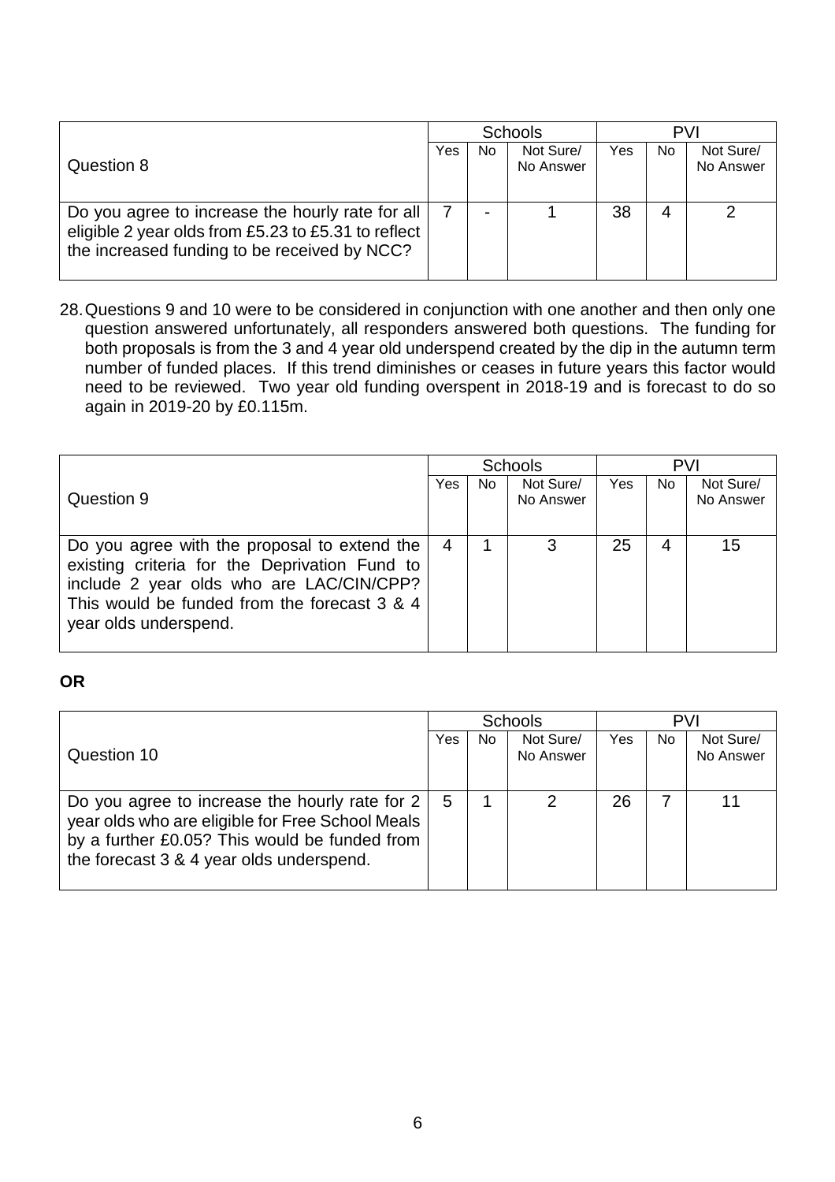| Question 8 | Schools | | | PVI | | |
|---|---|---|---|---|---|---|
| | Yes | No | Not Sure/ No Answer | Yes | No | Not Sure/ No Answer |
| Do you agree to increase the hourly rate for all eligible 2 year olds from £5.23 to £5.31 to reflect the increased funding to be received by NCC? | 7 | - | 1 | 38 | 4 | 2 |

28. Questions 9 and 10 were to be considered in conjunction with one another and then only one question answered unfortunately, all responders answered both questions. The funding for both proposals is from the 3 and 4 year old underspend created by the dip in the autumn term number of funded places. If this trend diminishes or ceases in future years this factor would need to be reviewed. Two year old funding overspent in 2018-19 and is forecast to do so again in 2019-20 by £0.115m.

| Question 9 | Schools | | | PVI | | |
|---|---|---|---|---|---|---|
| | Yes | No | Not Sure/ No Answer | Yes | No | Not Sure/ No Answer |
| Do you agree with the proposal to extend the existing criteria for the Deprivation Fund to include 2 year olds who are LAC/CIN/CPP? This would be funded from the forecast 3 & 4 year olds underspend. | 4 | 1 | 3 | 25 | 4 | 15 |

**OR**

| Question 10 | Schools | | | PVI | | |
|---|---|---|---|---|---|---|
| | Yes | No | Not Sure/ No Answer | Yes | No | Not Sure/ No Answer |
| Do you agree to increase the hourly rate for 2 year olds who are eligible for Free School Meals by a further £0.05? This would be funded from the forecast 3 & 4 year olds underspend. | 5 | 1 | 2 | 26 | 7 | 11 |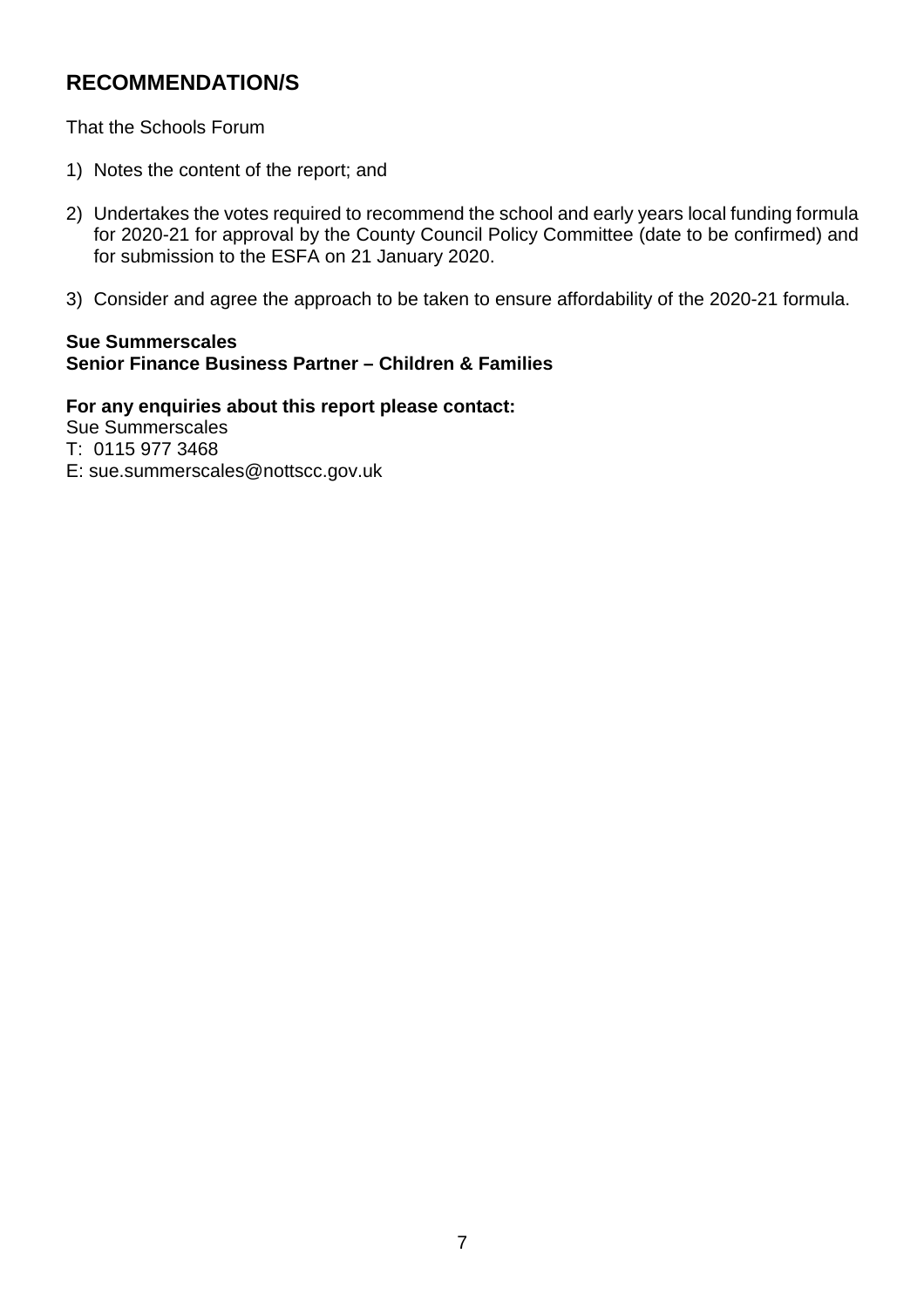## RECOMMENDATION/S

That the Schools Forum

1) Notes the content of the report; and

2) Undertakes the votes required to recommend the school and early years local funding formula for 2020-21 for approval by the County Council Policy Committee (date to be confirmed) and for submission to the ESFA on 21 January 2020.

3) Consider and agree the approach to be taken to ensure affordability of the 2020-21 formula.

**Sue Summerscales**
**Senior Finance Business Partner – Children & Families**

**For any enquiries about this report please contact:**
Sue Summerscales
T: 0115 977 3468
E: sue.summerscales@nottscc.gov.uk